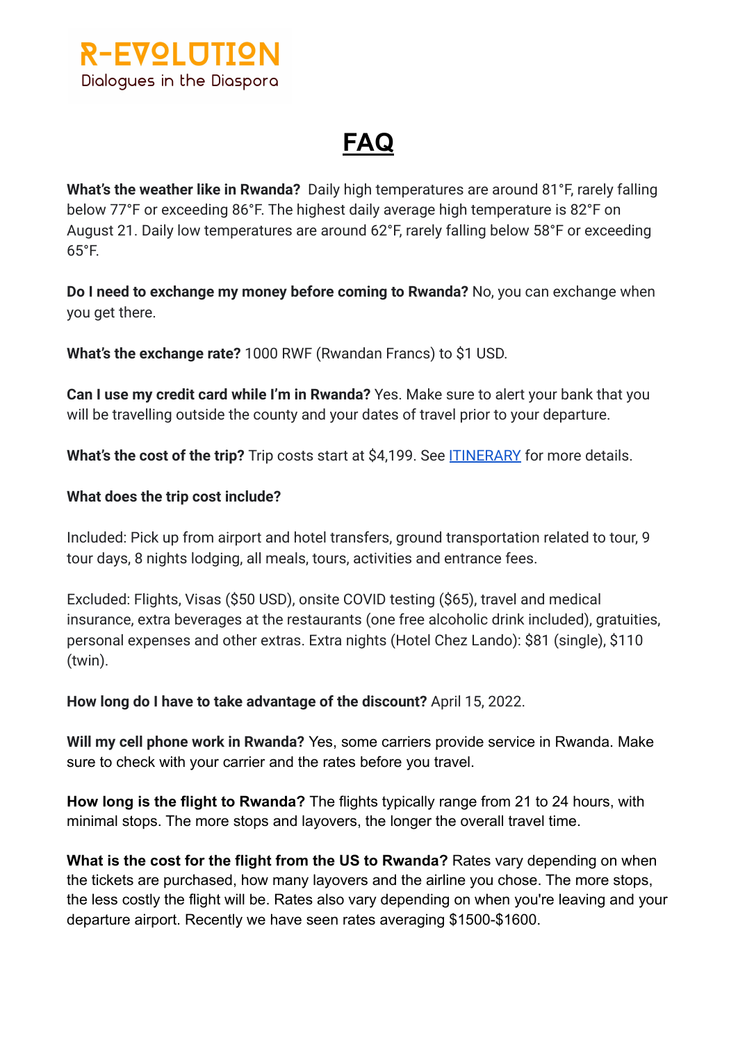R-EVOLUTION
Dialogues in the Diaspora

# FAQ

**What's the weather like in Rwanda?** Daily high temperatures are around 81°F, rarely falling below 77°F or exceeding 86°F. The highest daily average high temperature is 82°F on August 21. Daily low temperatures are around 62°F, rarely falling below 58°F or exceeding 65°F.

**Do I need to exchange my money before coming to Rwanda?** No, you can exchange when you get there.

**What's the exchange rate?** 1000 RWF (Rwandan Francs) to $1 USD.

**Can I use my credit card while I'm in Rwanda?** Yes. Make sure to alert your bank that you will be travelling outside the county and your dates of travel prior to your departure.

**What's the cost of the trip?** Trip costs start at $4,199. See ITINERARY for more details.

**What does the trip cost include?**

Included: Pick up from airport and hotel transfers, ground transportation related to tour, 9 tour days, 8 nights lodging, all meals, tours, activities and entrance fees.

Excluded: Flights, Visas ($50 USD), onsite COVID testing ($65), travel and medical insurance, extra beverages at the restaurants (one free alcoholic drink included), gratuities, personal expenses and other extras. Extra nights (Hotel Chez Lando): $81 (single), $110 (twin).

**How long do I have to take advantage of the discount?** April 15, 2022.

**Will my cell phone work in Rwanda?** Yes, some carriers provide service in Rwanda. Make sure to check with your carrier and the rates before you travel.

**How long is the flight to Rwanda?** The flights typically range from 21 to 24 hours, with minimal stops. The more stops and layovers, the longer the overall travel time.

**What is the cost for the flight from the US to Rwanda?** Rates vary depending on when the tickets are purchased, how many layovers and the airline you chose. The more stops, the less costly the flight will be. Rates also vary depending on when you're leaving and your departure airport. Recently we have seen rates averaging $1500-$1600.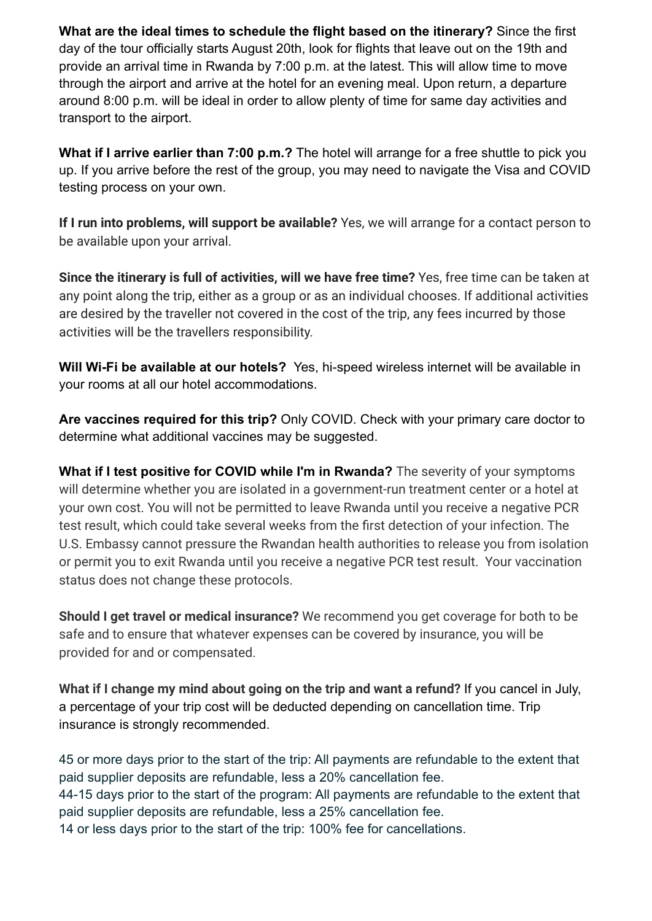**What are the ideal times to schedule the flight based on the itinerary?** Since the first day of the tour officially starts August 20th, look for flights that leave out on the 19th and provide an arrival time in Rwanda by 7:00 p.m. at the latest. This will allow time to move through the airport and arrive at the hotel for an evening meal. Upon return, a departure around 8:00 p.m. will be ideal in order to allow plenty of time for same day activities and transport to the airport.

**What if I arrive earlier than 7:00 p.m.?** The hotel will arrange for a free shuttle to pick you up. If you arrive before the rest of the group, you may need to navigate the Visa and COVID testing process on your own.

**If I run into problems, will support be available?** Yes, we will arrange for a contact person to be available upon your arrival.

**Since the itinerary is full of activities, will we have free time?** Yes, free time can be taken at any point along the trip, either as a group or as an individual chooses. If additional activities are desired by the traveller not covered in the cost of the trip, any fees incurred by those activities will be the travellers responsibility.

**Will Wi-Fi be available at our hotels?** Yes, hi-speed wireless internet will be available in your rooms at all our hotel accommodations.

**Are vaccines required for this trip?** Only COVID. Check with your primary care doctor to determine what additional vaccines may be suggested.

**What if I test positive for COVID while I'm in Rwanda?** The severity of your symptoms will determine whether you are isolated in a government-run treatment center or a hotel at your own cost. You will not be permitted to leave Rwanda until you receive a negative PCR test result, which could take several weeks from the first detection of your infection. The U.S. Embassy cannot pressure the Rwandan health authorities to release you from isolation or permit you to exit Rwanda until you receive a negative PCR test result. Your vaccination status does not change these protocols.

**Should I get travel or medical insurance?** We recommend you get coverage for both to be safe and to ensure that whatever expenses can be covered by insurance, you will be provided for and or compensated.

**What if I change my mind about going on the trip and want a refund?** If you cancel in July, a percentage of your trip cost will be deducted depending on cancellation time. Trip insurance is strongly recommended.

45 or more days prior to the start of the trip: All payments are refundable to the extent that paid supplier deposits are refundable, less a 20% cancellation fee.
44-15 days prior to the start of the program: All payments are refundable to the extent that paid supplier deposits are refundable, less a 25% cancellation fee.
14 or less days prior to the start of the trip: 100% fee for cancellations.